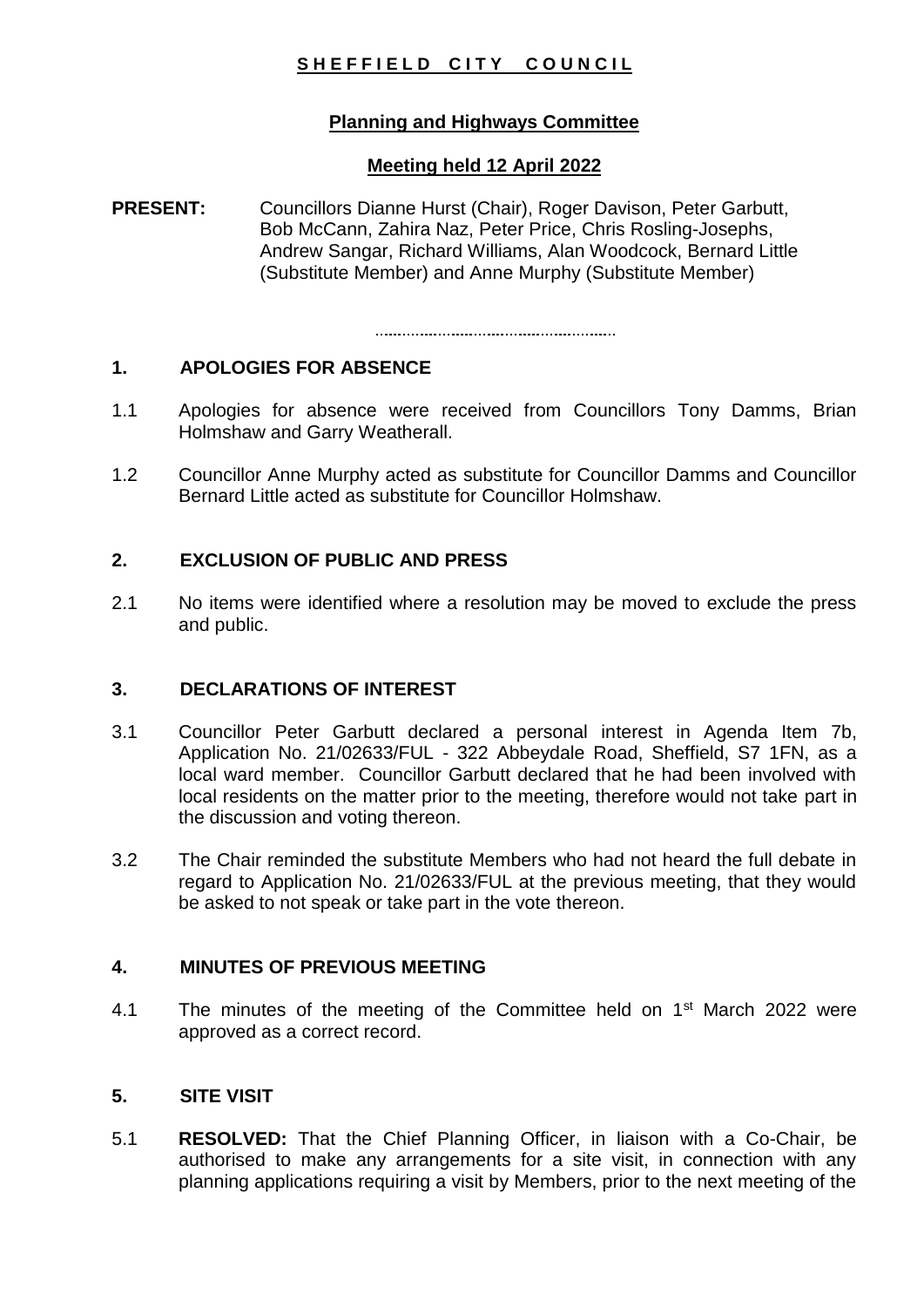**SHEFFIELD CITY COUNCIL**

**Planning and Highways Committee**

**Meeting held 12 April 2022**

**PRESENT:** Councillors Dianne Hurst (Chair), Roger Davison, Peter Garbutt, Bob McCann, Zahira Naz, Peter Price, Chris Rosling-Josephs, Andrew Sangar, Richard Williams, Alan Woodcock, Bernard Little (Substitute Member) and Anne Murphy (Substitute Member)

.....................................................

## 1. APOLOGIES FOR ABSENCE

1.1 Apologies for absence were received from Councillors Tony Damms, Brian Holmshaw and Garry Weatherall.

1.2 Councillor Anne Murphy acted as substitute for Councillor Damms and Councillor Bernard Little acted as substitute for Councillor Holmshaw.

## 2. EXCLUSION OF PUBLIC AND PRESS

2.1 No items were identified where a resolution may be moved to exclude the press and public.

## 3. DECLARATIONS OF INTEREST

3.1 Councillor Peter Garbutt declared a personal interest in Agenda Item 7b, Application No. 21/02633/FUL - 322 Abbeydale Road, Sheffield, S7 1FN, as a local ward member. Councillor Garbutt declared that he had been involved with local residents on the matter prior to the meeting, therefore would not take part in the discussion and voting thereon.

3.2 The Chair reminded the substitute Members who had not heard the full debate in regard to Application No. 21/02633/FUL at the previous meeting, that they would be asked to not speak or take part in the vote thereon.

## 4. MINUTES OF PREVIOUS MEETING

4.1 The minutes of the meeting of the Committee held on 1st March 2022 were approved as a correct record.

## 5. SITE VISIT

5.1 **RESOLVED:** That the Chief Planning Officer, in liaison with a Co-Chair, be authorised to make any arrangements for a site visit, in connection with any planning applications requiring a visit by Members, prior to the next meeting of the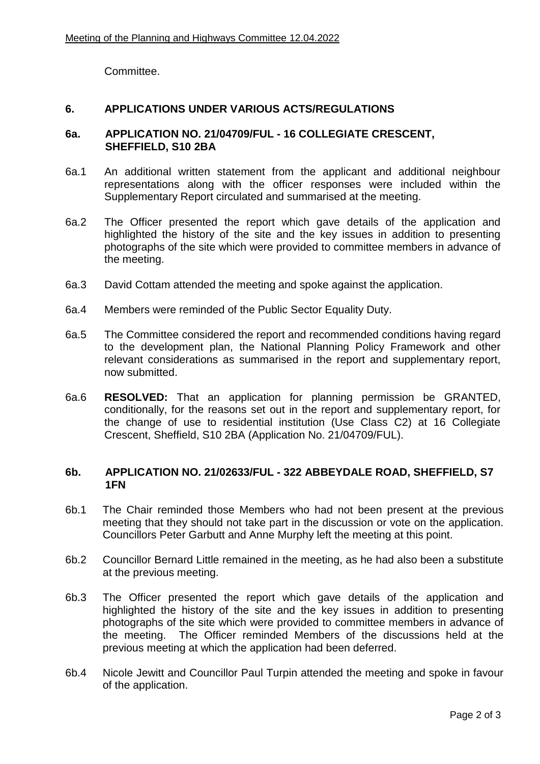Committee.

## 6. APPLICATIONS UNDER VARIOUS ACTS/REGULATIONS

### 6a. APPLICATION NO. 21/04709/FUL - 16 COLLEGIATE CRESCENT, SHEFFIELD, S10 2BA

6a.1 An additional written statement from the applicant and additional neighbour representations along with the officer responses were included within the Supplementary Report circulated and summarised at the meeting.

6a.2 The Officer presented the report which gave details of the application and highlighted the history of the site and the key issues in addition to presenting photographs of the site which were provided to committee members in advance of the meeting.

6a.3 David Cottam attended the meeting and spoke against the application.

6a.4 Members were reminded of the Public Sector Equality Duty.

6a.5 The Committee considered the report and recommended conditions having regard to the development plan, the National Planning Policy Framework and other relevant considerations as summarised in the report and supplementary report, now submitted.

6a.6 **RESOLVED:** That an application for planning permission be GRANTED, conditionally, for the reasons set out in the report and supplementary report, for the change of use to residential institution (Use Class C2) at 16 Collegiate Crescent, Sheffield, S10 2BA (Application No. 21/04709/FUL).

### 6b. APPLICATION NO. 21/02633/FUL - 322 ABBEYDALE ROAD, SHEFFIELD, S7 1FN

6b.1 The Chair reminded those Members who had not been present at the previous meeting that they should not take part in the discussion or vote on the application. Councillors Peter Garbutt and Anne Murphy left the meeting at this point.

6b.2 Councillor Bernard Little remained in the meeting, as he had also been a substitute at the previous meeting.

6b.3 The Officer presented the report which gave details of the application and highlighted the history of the site and the key issues in addition to presenting photographs of the site which were provided to committee members in advance of the meeting. The Officer reminded Members of the discussions held at the previous meeting at which the application had been deferred.

6b.4 Nicole Jewitt and Councillor Paul Turpin attended the meeting and spoke in favour of the application.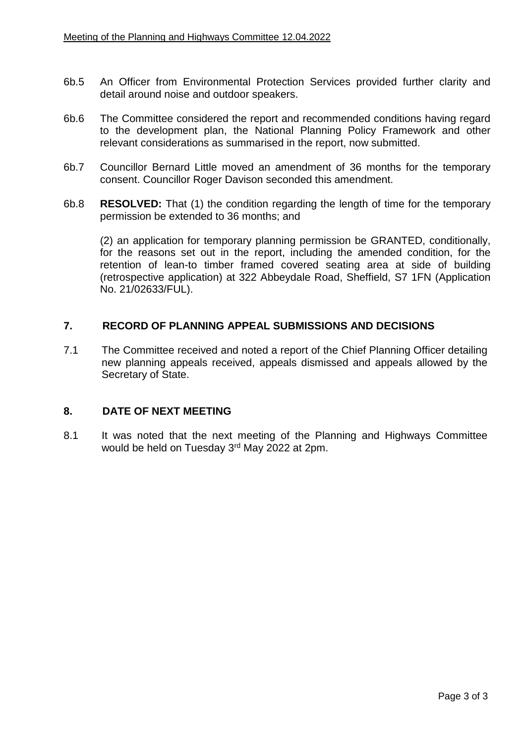6b.5 An Officer from Environmental Protection Services provided further clarity and detail around noise and outdoor speakers.

6b.6 The Committee considered the report and recommended conditions having regard to the development plan, the National Planning Policy Framework and other relevant considerations as summarised in the report, now submitted.

6b.7 Councillor Bernard Little moved an amendment of 36 months for the temporary consent. Councillor Roger Davison seconded this amendment.

6b.8 **RESOLVED:** That (1) the condition regarding the length of time for the temporary permission be extended to 36 months; and

(2) an application for temporary planning permission be GRANTED, conditionally, for the reasons set out in the report, including the amended condition, for the retention of lean-to timber framed covered seating area at side of building (retrospective application) at 322 Abbeydale Road, Sheffield, S7 1FN (Application No. 21/02633/FUL).

## 7. RECORD OF PLANNING APPEAL SUBMISSIONS AND DECISIONS

7.1 The Committee received and noted a report of the Chief Planning Officer detailing new planning appeals received, appeals dismissed and appeals allowed by the Secretary of State.

## 8. DATE OF NEXT MEETING

8.1 It was noted that the next meeting of the Planning and Highways Committee would be held on Tuesday 3rd May 2022 at 2pm.